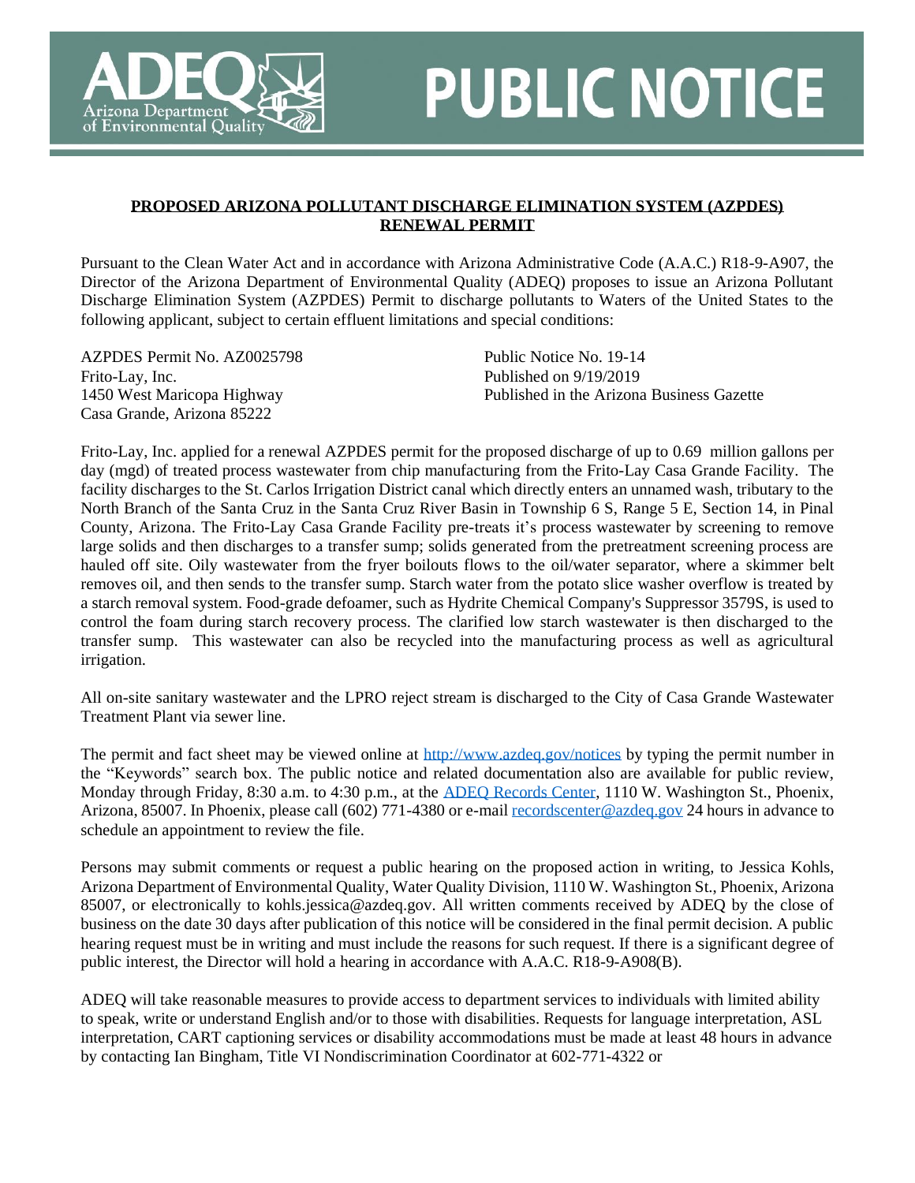# PUBLIC NOTICE

**ADEQ** Arizona Department of Environmental Quality

## PROPOSED ARIZONA POLLUTANT DISCHARGE ELIMINATION SYSTEM (AZPDES) RENEWAL PERMIT

Pursuant to the Clean Water Act and in accordance with Arizona Administrative Code (A.A.C.) R18-9-A907, the Director of the Arizona Department of Environmental Quality (ADEQ) proposes to issue an Arizona Pollutant Discharge Elimination System (AZPDES) Permit to discharge pollutants to Waters of the United States to the following applicant, subject to certain effluent limitations and special conditions:

AZPDES Permit No. AZ0025798
Frito-Lay, Inc.
1450 West Maricopa Highway
Casa Grande, Arizona 85222

Public Notice No. 19-14
Published on 9/19/2019
Published in the Arizona Business Gazette

Frito-Lay, Inc. applied for a renewal AZPDES permit for the proposed discharge of up to 0.69 million gallons per day (mgd) of treated process wastewater from chip manufacturing from the Frito-Lay Casa Grande Facility. The facility discharges to the St. Carlos Irrigation District canal which directly enters an unnamed wash, tributary to the North Branch of the Santa Cruz in the Santa Cruz River Basin in Township 6 S, Range 5 E, Section 14, in Pinal County, Arizona. The Frito-Lay Casa Grande Facility pre-treats it's process wastewater by screening to remove large solids and then discharges to a transfer sump; solids generated from the pretreatment screening process are hauled off site. Oily wastewater from the fryer boilouts flows to the oil/water separator, where a skimmer belt removes oil, and then sends to the transfer sump. Starch water from the potato slice washer overflow is treated by a starch removal system. Food-grade defoamer, such as Hydrite Chemical Company's Suppressor 3579S, is used to control the foam during starch recovery process. The clarified low starch wastewater is then discharged to the transfer sump. This wastewater can also be recycled into the manufacturing process as well as agricultural irrigation.

All on-site sanitary wastewater and the LPRO reject stream is discharged to the City of Casa Grande Wastewater Treatment Plant via sewer line.

The permit and fact sheet may be viewed online at http://www.azdeq.gov/notices by typing the permit number in the "Keywords" search box. The public notice and related documentation also are available for public review, Monday through Friday, 8:30 a.m. to 4:30 p.m., at the ADEQ Records Center, 1110 W. Washington St., Phoenix, Arizona, 85007. In Phoenix, please call (602) 771-4380 or e-mail recordscenter@azdeq.gov 24 hours in advance to schedule an appointment to review the file.

Persons may submit comments or request a public hearing on the proposed action in writing, to Jessica Kohls, Arizona Department of Environmental Quality, Water Quality Division, 1110 W. Washington St., Phoenix, Arizona 85007, or electronically to kohls.jessica@azdeq.gov. All written comments received by ADEQ by the close of business on the date 30 days after publication of this notice will be considered in the final permit decision. A public hearing request must be in writing and must include the reasons for such request. If there is a significant degree of public interest, the Director will hold a hearing in accordance with A.A.C. R18-9-A908(B).

ADEQ will take reasonable measures to provide access to department services to individuals with limited ability to speak, write or understand English and/or to those with disabilities. Requests for language interpretation, ASL interpretation, CART captioning services or disability accommodations must be made at least 48 hours in advance by contacting Ian Bingham, Title VI Nondiscrimination Coordinator at 602-771-4322 or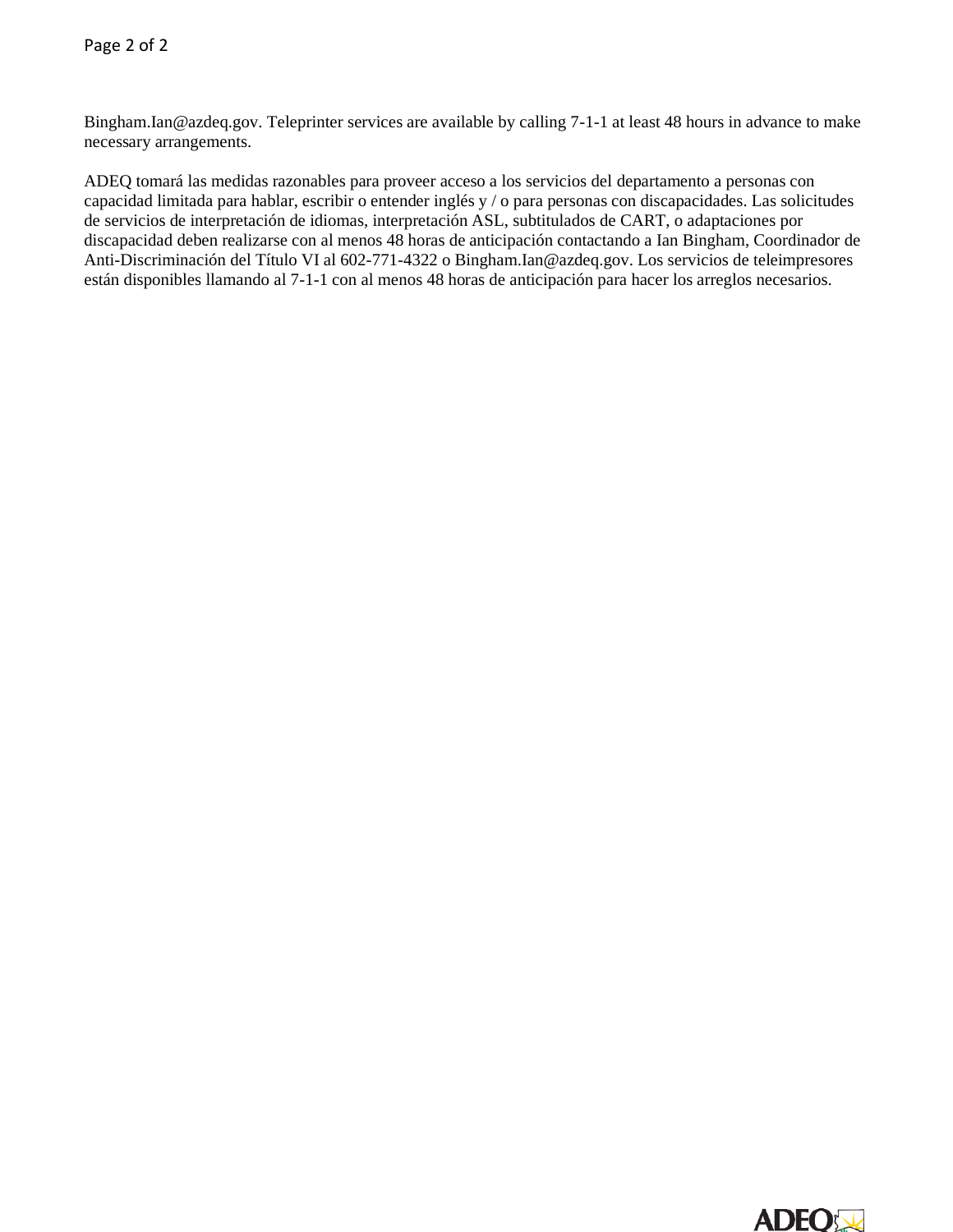Bingham.Ian@azdeq.gov. Teleprinter services are available by calling 7-1-1 at least 48 hours in advance to make necessary arrangements.

ADEQ tomará las medidas razonables para proveer acceso a los servicios del departamento a personas con capacidad limitada para hablar, escribir o entender inglés y / o para personas con discapacidades. Las solicitudes de servicios de interpretación de idiomas, interpretación ASL, subtitulados de CART, o adaptaciones por discapacidad deben realizarse con al menos 48 horas de anticipación contactando a Ian Bingham, Coordinador de Anti-Discriminación del Título VI al 602-771-4322 o Bingham.Ian@azdeq.gov. Los servicios de teleimpresores están disponibles llamando al 7-1-1 con al menos 48 horas de anticipación para hacer los arreglos necesarios.